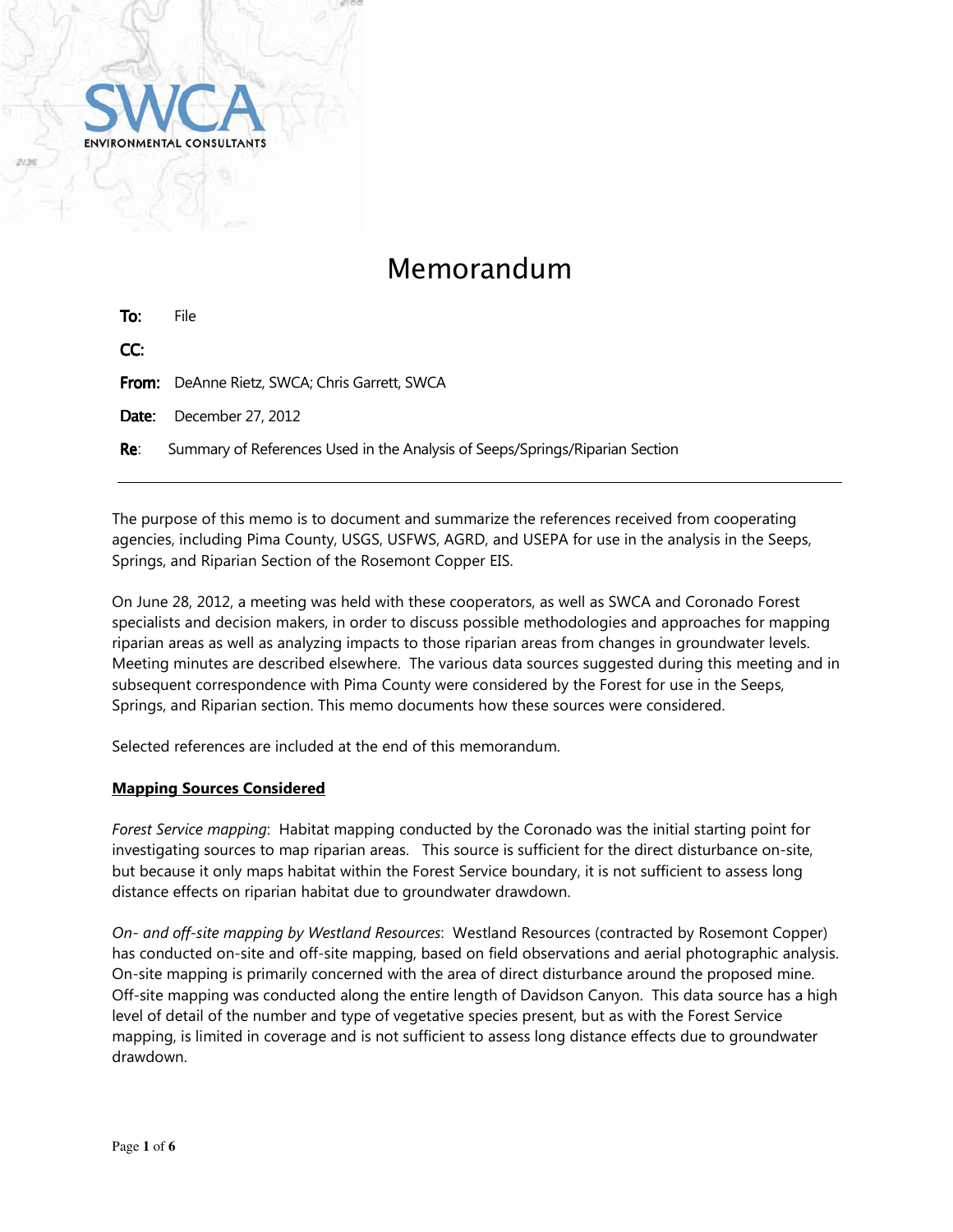SWCA
ENVIRONMENTAL CONSULTANTS

# Memorandum

**To:** File

**CC:**

**From:** DeAnne Rietz, SWCA; Chris Garrett, SWCA

**Date:** December 27, 2012

**Re**: Summary of References Used in the Analysis of Seeps/Springs/Riparian Section

---

The purpose of this memo is to document and summarize the references received from cooperating agencies, including Pima County, USGS, USFWS, AGRD, and USEPA for use in the analysis in the Seeps, Springs, and Riparian Section of the Rosemont Copper EIS.

On June 28, 2012, a meeting was held with these cooperators, as well as SWCA and Coronado Forest specialists and decision makers, in order to discuss possible methodologies and approaches for mapping riparian areas as well as analyzing impacts to those riparian areas from changes in groundwater levels. Meeting minutes are described elsewhere. The various data sources suggested during this meeting and in subsequent correspondence with Pima County were considered by the Forest for use in the Seeps, Springs, and Riparian section. This memo documents how these sources were considered.

Selected references are included at the end of this memorandum.

**Mapping Sources Considered**

*Forest Service mapping*: Habitat mapping conducted by the Coronado was the initial starting point for investigating sources to map riparian areas. This source is sufficient for the direct disturbance on-site, but because it only maps habitat within the Forest Service boundary, it is not sufficient to assess long distance effects on riparian habitat due to groundwater drawdown.

*On- and off-site mapping by Westland Resources*: Westland Resources (contracted by Rosemont Copper) has conducted on-site and off-site mapping, based on field observations and aerial photographic analysis. On-site mapping is primarily concerned with the area of direct disturbance around the proposed mine. Off-site mapping was conducted along the entire length of Davidson Canyon. This data source has a high level of detail of the number and type of vegetative species present, but as with the Forest Service mapping, is limited in coverage and is not sufficient to assess long distance effects due to groundwater drawdown.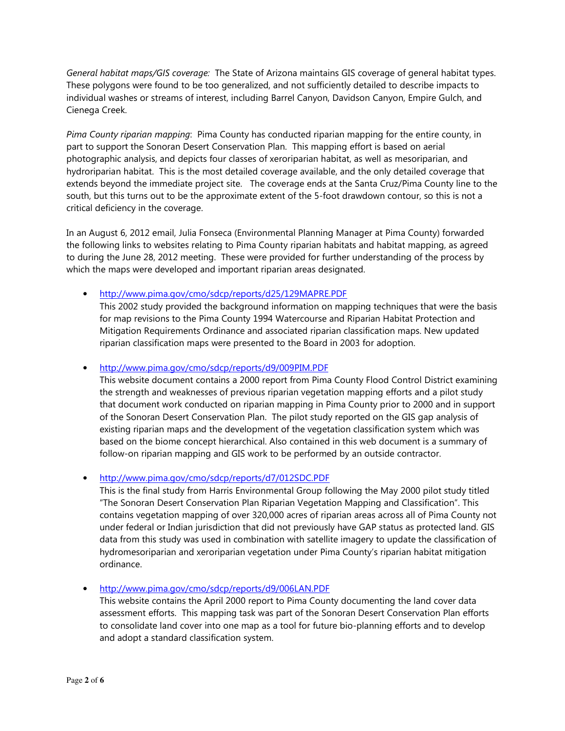*General habitat maps/GIS coverage:* The State of Arizona maintains GIS coverage of general habitat types. These polygons were found to be too generalized, and not sufficiently detailed to describe impacts to individual washes or streams of interest, including Barrel Canyon, Davidson Canyon, Empire Gulch, and Cienega Creek.

*Pima County riparian mapping*: Pima County has conducted riparian mapping for the entire county, in part to support the Sonoran Desert Conservation Plan. This mapping effort is based on aerial photographic analysis, and depicts four classes of xeroriparian habitat, as well as mesoriparian, and hydroriparian habitat. This is the most detailed coverage available, and the only detailed coverage that extends beyond the immediate project site. The coverage ends at the Santa Cruz/Pima County line to the south, but this turns out to be the approximate extent of the 5-foot drawdown contour, so this is not a critical deficiency in the coverage.

In an August 6, 2012 email, Julia Fonseca (Environmental Planning Manager at Pima County) forwarded the following links to websites relating to Pima County riparian habitats and habitat mapping, as agreed to during the June 28, 2012 meeting. These were provided for further understanding of the process by which the maps were developed and important riparian areas designated.

- http://www.pima.gov/cmo/sdcp/reports/d25/129MAPRE.PDF
  This 2002 study provided the background information on mapping techniques that were the basis for map revisions to the Pima County 1994 Watercourse and Riparian Habitat Protection and Mitigation Requirements Ordinance and associated riparian classification maps. New updated riparian classification maps were presented to the Board in 2003 for adoption.

- http://www.pima.gov/cmo/sdcp/reports/d9/009PIM.PDF
  This website document contains a 2000 report from Pima County Flood Control District examining the strength and weaknesses of previous riparian vegetation mapping efforts and a pilot study that document work conducted on riparian mapping in Pima County prior to 2000 and in support of the Sonoran Desert Conservation Plan. The pilot study reported on the GIS gap analysis of existing riparian maps and the development of the vegetation classification system which was based on the biome concept hierarchical. Also contained in this web document is a summary of follow-on riparian mapping and GIS work to be performed by an outside contractor.

- http://www.pima.gov/cmo/sdcp/reports/d7/012SDC.PDF
  This is the final study from Harris Environmental Group following the May 2000 pilot study titled "The Sonoran Desert Conservation Plan Riparian Vegetation Mapping and Classification". This contains vegetation mapping of over 320,000 acres of riparian areas across all of Pima County not under federal or Indian jurisdiction that did not previously have GAP status as protected land. GIS data from this study was used in combination with satellite imagery to update the classification of hydromesoriparian and xeroriparian vegetation under Pima County's riparian habitat mitigation ordinance.

- http://www.pima.gov/cmo/sdcp/reports/d9/006LAN.PDF
  This website contains the April 2000 report to Pima County documenting the land cover data assessment efforts. This mapping task was part of the Sonoran Desert Conservation Plan efforts to consolidate land cover into one map as a tool for future bio-planning efforts and to develop and adopt a standard classification system.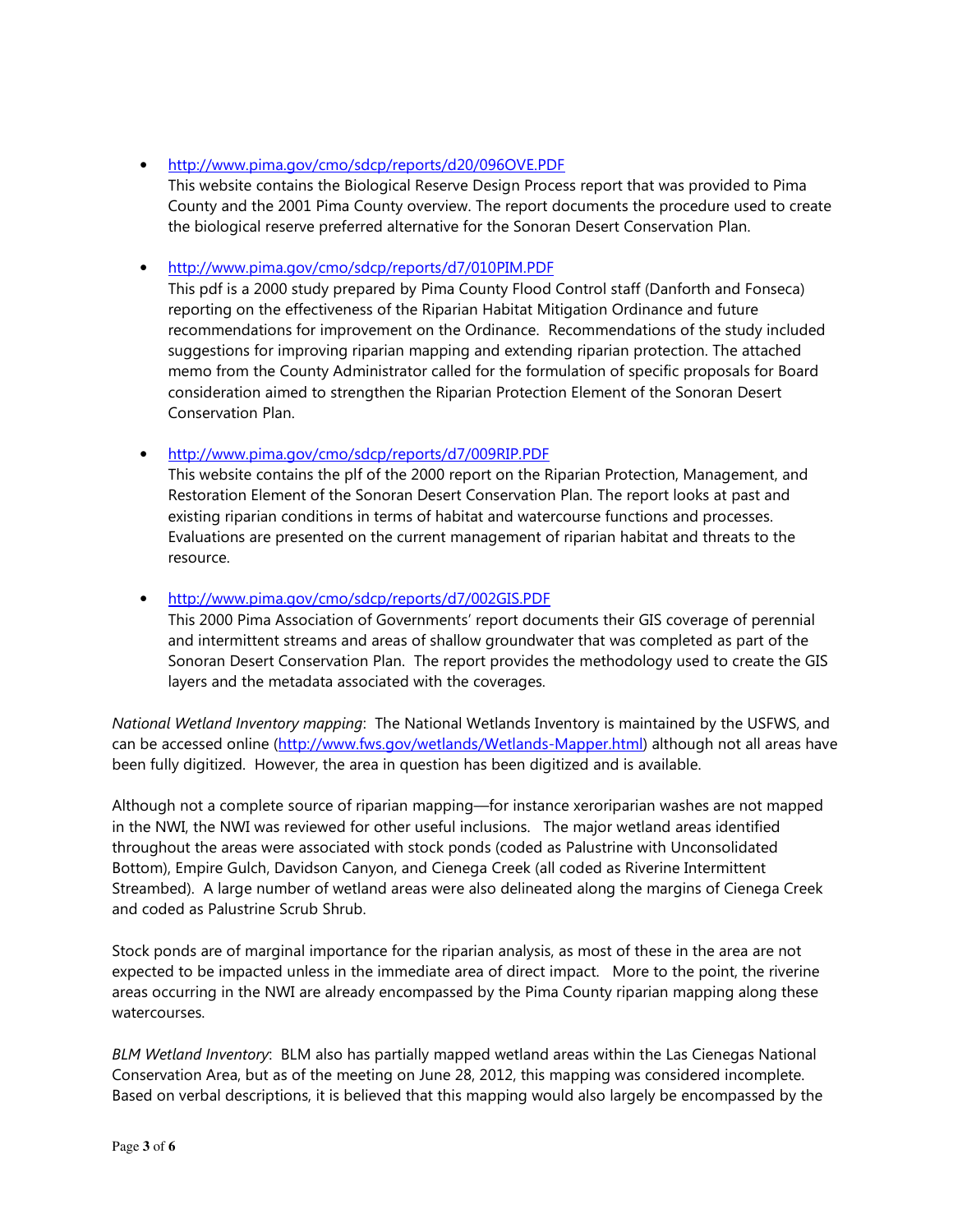- http://www.pima.gov/cmo/sdcp/reports/d20/096OVE.PDF
  This website contains the Biological Reserve Design Process report that was provided to Pima County and the 2001 Pima County overview. The report documents the procedure used to create the biological reserve preferred alternative for the Sonoran Desert Conservation Plan.

- http://www.pima.gov/cmo/sdcp/reports/d7/010PIM.PDF
  This pdf is a 2000 study prepared by Pima County Flood Control staff (Danforth and Fonseca) reporting on the effectiveness of the Riparian Habitat Mitigation Ordinance and future recommendations for improvement on the Ordinance. Recommendations of the study included suggestions for improving riparian mapping and extending riparian protection. The attached memo from the County Administrator called for the formulation of specific proposals for Board consideration aimed to strengthen the Riparian Protection Element of the Sonoran Desert Conservation Plan.

- http://www.pima.gov/cmo/sdcp/reports/d7/009RIP.PDF
  This website contains the plf of the 2000 report on the Riparian Protection, Management, and Restoration Element of the Sonoran Desert Conservation Plan. The report looks at past and existing riparian conditions in terms of habitat and watercourse functions and processes. Evaluations are presented on the current management of riparian habitat and threats to the resource.

- http://www.pima.gov/cmo/sdcp/reports/d7/002GIS.PDF
  This 2000 Pima Association of Governments' report documents their GIS coverage of perennial and intermittent streams and areas of shallow groundwater that was completed as part of the Sonoran Desert Conservation Plan. The report provides the methodology used to create the GIS layers and the metadata associated with the coverages.

*National Wetland Inventory mapping*: The National Wetlands Inventory is maintained by the USFWS, and can be accessed online (http://www.fws.gov/wetlands/Wetlands-Mapper.html) although not all areas have been fully digitized. However, the area in question has been digitized and is available.

Although not a complete source of riparian mapping—for instance xeroriparian washes are not mapped in the NWI, the NWI was reviewed for other useful inclusions. The major wetland areas identified throughout the areas were associated with stock ponds (coded as Palustrine with Unconsolidated Bottom), Empire Gulch, Davidson Canyon, and Cienega Creek (all coded as Riverine Intermittent Streambed). A large number of wetland areas were also delineated along the margins of Cienega Creek and coded as Palustrine Scrub Shrub.

Stock ponds are of marginal importance for the riparian analysis, as most of these in the area are not expected to be impacted unless in the immediate area of direct impact. More to the point, the riverine areas occurring in the NWI are already encompassed by the Pima County riparian mapping along these watercourses.

*BLM Wetland Inventory*: BLM also has partially mapped wetland areas within the Las Cienegas National Conservation Area, but as of the meeting on June 28, 2012, this mapping was considered incomplete. Based on verbal descriptions, it is believed that this mapping would also largely be encompassed by the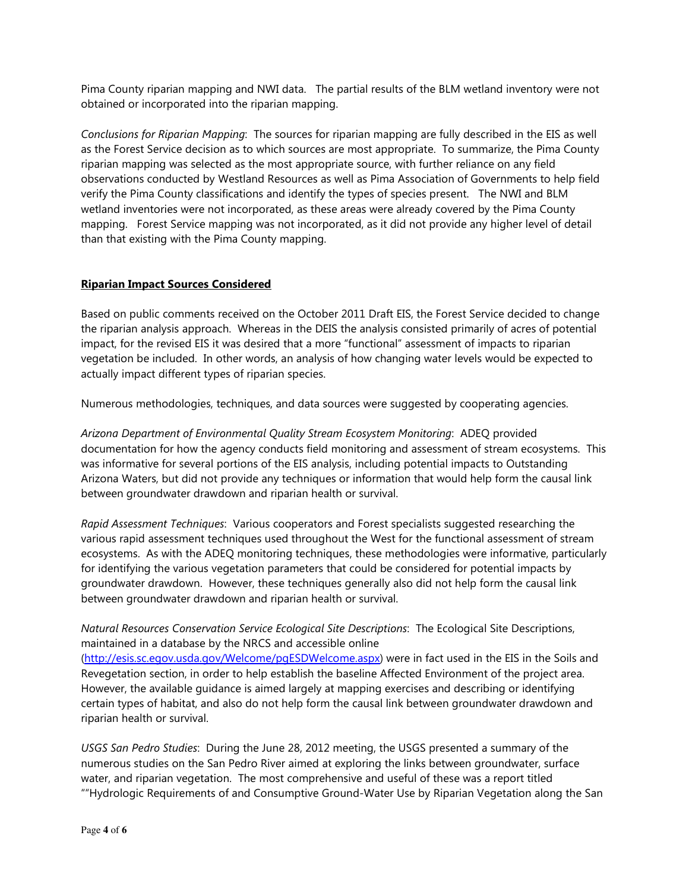Pima County riparian mapping and NWI data. The partial results of the BLM wetland inventory were not obtained or incorporated into the riparian mapping.

*Conclusions for Riparian Mapping*: The sources for riparian mapping are fully described in the EIS as well as the Forest Service decision as to which sources are most appropriate. To summarize, the Pima County riparian mapping was selected as the most appropriate source, with further reliance on any field observations conducted by Westland Resources as well as Pima Association of Governments to help field verify the Pima County classifications and identify the types of species present. The NWI and BLM wetland inventories were not incorporated, as these areas were already covered by the Pima County mapping. Forest Service mapping was not incorporated, as it did not provide any higher level of detail than that existing with the Pima County mapping.

## Riparian Impact Sources Considered

Based on public comments received on the October 2011 Draft EIS, the Forest Service decided to change the riparian analysis approach. Whereas in the DEIS the analysis consisted primarily of acres of potential impact, for the revised EIS it was desired that a more "functional" assessment of impacts to riparian vegetation be included. In other words, an analysis of how changing water levels would be expected to actually impact different types of riparian species.

Numerous methodologies, techniques, and data sources were suggested by cooperating agencies.

*Arizona Department of Environmental Quality Stream Ecosystem Monitoring*: ADEQ provided documentation for how the agency conducts field monitoring and assessment of stream ecosystems. This was informative for several portions of the EIS analysis, including potential impacts to Outstanding Arizona Waters, but did not provide any techniques or information that would help form the causal link between groundwater drawdown and riparian health or survival.

*Rapid Assessment Techniques*: Various cooperators and Forest specialists suggested researching the various rapid assessment techniques used throughout the West for the functional assessment of stream ecosystems. As with the ADEQ monitoring techniques, these methodologies were informative, particularly for identifying the various vegetation parameters that could be considered for potential impacts by groundwater drawdown. However, these techniques generally also did not help form the causal link between groundwater drawdown and riparian health or survival.

*Natural Resources Conservation Service Ecological Site Descriptions*: The Ecological Site Descriptions, maintained in a database by the NRCS and accessible online (http://esis.sc.egov.usda.gov/Welcome/pgESDWelcome.aspx) were in fact used in the EIS in the Soils and Revegetation section, in order to help establish the baseline Affected Environment of the project area. However, the available guidance is aimed largely at mapping exercises and describing or identifying certain types of habitat, and also do not help form the causal link between groundwater drawdown and riparian health or survival.

*USGS San Pedro Studies*: During the June 28, 2012 meeting, the USGS presented a summary of the numerous studies on the San Pedro River aimed at exploring the links between groundwater, surface water, and riparian vegetation. The most comprehensive and useful of these was a report titled ""Hydrologic Requirements of and Consumptive Ground-Water Use by Riparian Vegetation along the San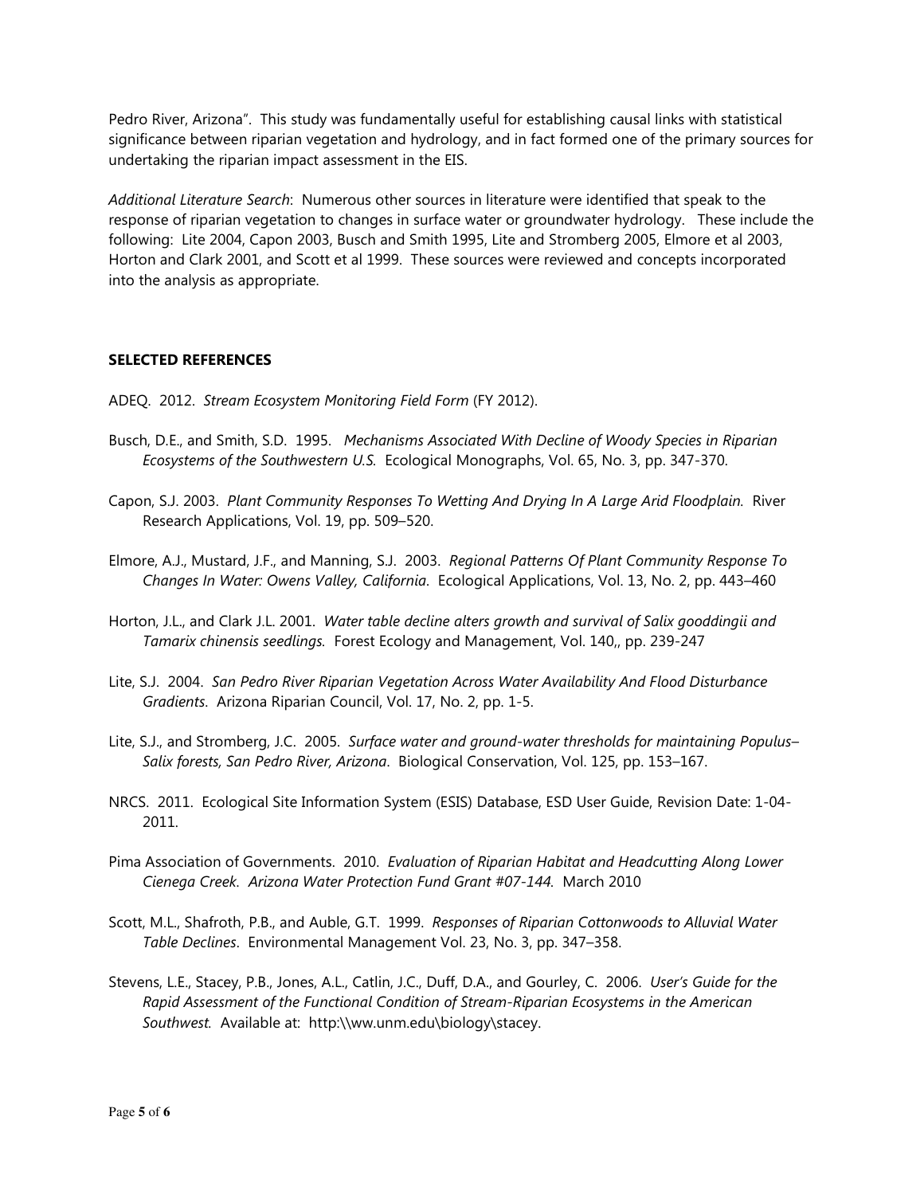Pedro River, Arizona". This study was fundamentally useful for establishing causal links with statistical significance between riparian vegetation and hydrology, and in fact formed one of the primary sources for undertaking the riparian impact assessment in the EIS.

*Additional Literature Search*: Numerous other sources in literature were identified that speak to the response of riparian vegetation to changes in surface water or groundwater hydrology. These include the following: Lite 2004, Capon 2003, Busch and Smith 1995, Lite and Stromberg 2005, Elmore et al 2003, Horton and Clark 2001, and Scott et al 1999. These sources were reviewed and concepts incorporated into the analysis as appropriate.

### SELECTED REFERENCES

ADEQ. 2012. *Stream Ecosystem Monitoring Field Form* (FY 2012).

Busch, D.E., and Smith, S.D. 1995. *Mechanisms Associated With Decline of Woody Species in Riparian Ecosystems of the Southwestern U.S.* Ecological Monographs, Vol. 65, No. 3, pp. 347-370.

Capon, S.J. 2003. *Plant Community Responses To Wetting And Drying In A Large Arid Floodplain.* River Research Applications, Vol. 19, pp. 509–520.

Elmore, A.J., Mustard, J.F., and Manning, S.J. 2003. *Regional Patterns Of Plant Community Response To Changes In Water: Owens Valley, California.* Ecological Applications, Vol. 13, No. 2, pp. 443–460

Horton, J.L., and Clark J.L. 2001. *Water table decline alters growth and survival of Salix gooddingii and Tamarix chinensis seedlings.* Forest Ecology and Management, Vol. 140,, pp. 239-247

Lite, S.J. 2004. *San Pedro River Riparian Vegetation Across Water Availability And Flood Disturbance Gradients*. Arizona Riparian Council, Vol. 17, No. 2, pp. 1-5.

Lite, S.J., and Stromberg, J.C. 2005. *Surface water and ground-water thresholds for maintaining Populus–Salix forests, San Pedro River, Arizona*. Biological Conservation, Vol. 125, pp. 153–167.

NRCS. 2011. Ecological Site Information System (ESIS) Database, ESD User Guide, Revision Date: 1-04-2011.

Pima Association of Governments. 2010. *Evaluation of Riparian Habitat and Headcutting Along Lower Cienega Creek. Arizona Water Protection Fund Grant #07-144.* March 2010

Scott, M.L., Shafroth, P.B., and Auble, G.T. 1999. *Responses of Riparian Cottonwoods to Alluvial Water Table Declines*. Environmental Management Vol. 23, No. 3, pp. 347–358.

Stevens, L.E., Stacey, P.B., Jones, A.L., Catlin, J.C., Duff, D.A., and Gourley, C. 2006. *User's Guide for the Rapid Assessment of the Functional Condition of Stream-Riparian Ecosystems in the American Southwest.* Available at: http:\\ww.unm.edu\biology\stacey.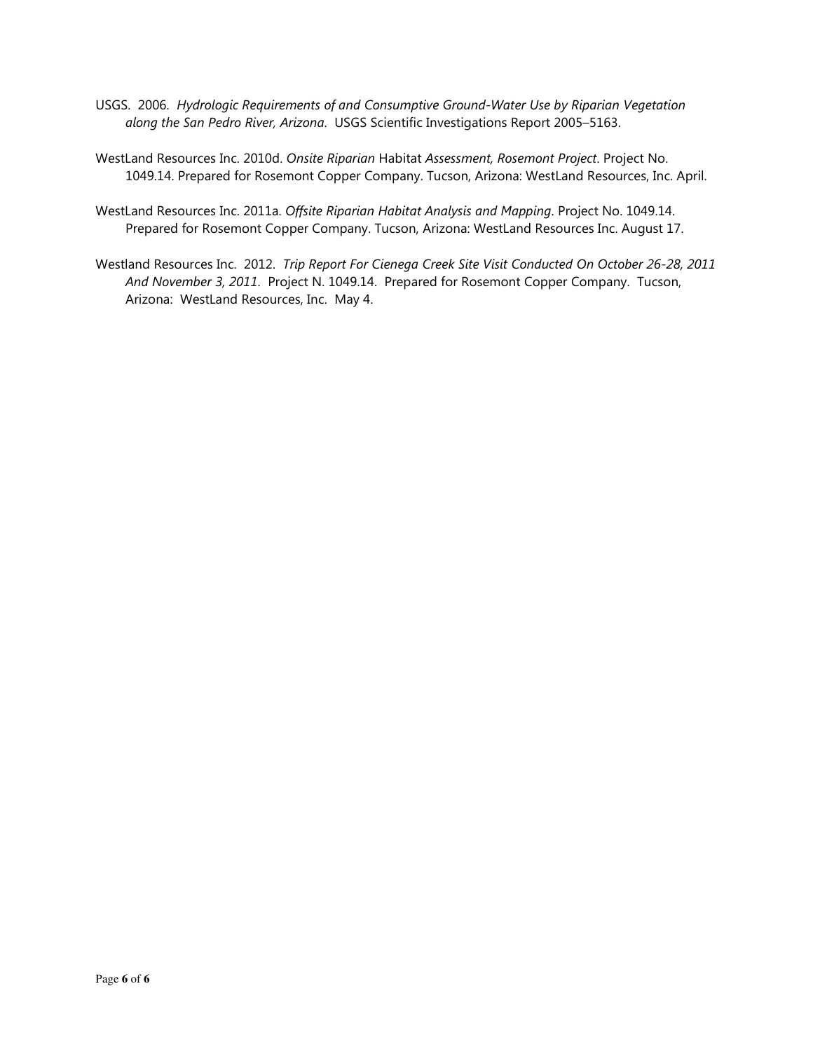USGS. 2006. *Hydrologic Requirements of and Consumptive Ground-Water Use by Riparian Vegetation along the San Pedro River, Arizona.* USGS Scientific Investigations Report 2005–5163.

WestLand Resources Inc. 2010d. *Onsite Riparian* Habitat *Assessment, Rosemont Project*. Project No. 1049.14. Prepared for Rosemont Copper Company. Tucson, Arizona: WestLand Resources, Inc. April.

WestLand Resources Inc. 2011a. *Offsite Riparian Habitat Analysis and Mapping*. Project No. 1049.14. Prepared for Rosemont Copper Company. Tucson, Arizona: WestLand Resources Inc. August 17.

Westland Resources Inc. 2012. *Trip Report For Cienega Creek Site Visit Conducted On October 26-28, 2011 And November 3, 2011*. Project N. 1049.14. Prepared for Rosemont Copper Company. Tucson, Arizona: WestLand Resources, Inc. May 4.